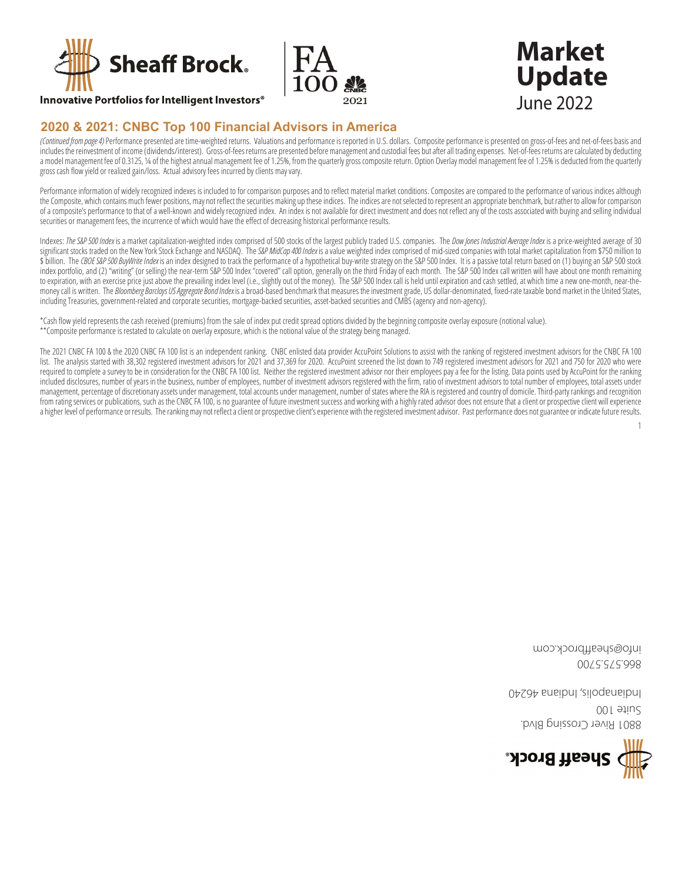**Sheaff Brock.**

Innovative Portfolios for Intelligent Investors®

FA 100 CNBC 2021

# Market Update

June 2022

## 2020 & 2021: CNBC Top 100 Financial Advisors in America

*(Continued from page 4)* Performance presented are time-weighted returns. Valuations and performance is reported in U.S. dollars. Composite performance is presented on gross-of-fees and net-of-fees basis and includes the reinvestment of income (dividends/interest). Gross-of-fees returns are presented before management and custodial fees but after all trading expenses. Net-of-fees returns are calculated by deducting a model management fee of 0.3125, ¼ of the highest annual management fee of 1.25%, from the quarterly gross composite return. Option Overlay model management fee of 1.25% is deducted from the quarterly gross cash flow yield or realized gain/loss. Actual advisory fees incurred by clients may vary.

Performance information of widely recognized indexes is included to for comparison purposes and to reflect material market conditions. Composites are compared to the performance of various indices although the Composite, which contains much fewer positions, may not reflect the securities making up these indices. The indices are not selected to represent an appropriate benchmark, but rather to allow for comparison of a composite's performance to that of a well-known and widely recognized index. An index is not available for direct investment and does not reflect any of the costs associated with buying and selling individual securities or management fees, the incurrence of which would have the effect of decreasing historical performance results.

Indexes: *The S&P 500 Index* is a market capitalization-weighted index comprised of 500 stocks of the largest publicly traded U.S. companies. The *Dow Jones Industrial Average Index* is a price-weighted average of 30 significant stocks traded on the New York Stock Exchange and NASDAQ. The *S&P MidCap 400 Index* is a value weighted index comprised of mid-sized companies with total market capitalization from $750 million to $ billion. The *CBOE S&P 500 BuyWrite Index* is an index designed to track the performance of a hypothetical buy-write strategy on the S&P 500 Index. It is a passive total return based on (1) buying an S&P 500 stock index portfolio, and (2) "writing" (or selling) the near-term S&P 500 Index "covered" call option, generally on the third Friday of each month. The S&P 500 Index call written will have about one month remaining to expiration, with an exercise price just above the prevailing index level (i.e., slightly out of the money). The S&P 500 Index call is held until expiration and cash settled, at which time a new one-month, near-the-money call is written. The *Bloomberg Barclays US Aggregate Bond Index* is a broad-based benchmark that measures the investment grade, US dollar-denominated, fixed-rate taxable bond market in the United States, including Treasuries, government-related and corporate securities, mortgage-backed securities, asset-backed securities and CMBS (agency and non-agency).

*Cash flow yield represents the cash received (premiums) from the sale of index put credit spread options divided by the beginning composite overlay exposure (notional value).
**Composite performance is restated to calculate on overlay exposure, which is the notional value of the strategy being managed.

The 2021 CNBC FA 100 & the 2020 CNBC FA 100 list is an independent ranking. CNBC enlisted data provider AccuPoint Solutions to assist with the ranking of registered investment advisors for the CNBC FA 100 list. The analysis started with 38,302 registered investment advisors for 2021 and 37,369 for 2020. AccuPoint screened the list down to 749 registered investment advisors for 2021 and 750 for 2020 who were required to complete a survey to be in consideration for the CNBC FA 100 list. Neither the registered investment advisor nor their employees pay a fee for the listing. Data points used by AccuPoint for the ranking included disclosures, number of years in the business, number of employees, number of investment advisors registered with the firm, ratio of investment advisors to total number of employees, total assets under management, percentage of discretionary assets under management, total accounts under management, number of states where the RIA is registered and country of domicile. Third-party rankings and recognition from rating services or publications, such as the CNBC FA 100, is no guarantee of future investment success and working with a highly rated advisor does not ensure that a client or prospective client will experience a higher level of performance or results. The ranking may not reflect a client or prospective client's experience with the registered investment advisor. Past performance does not guarantee or indicate future results.

**Sheaff Brock.**

8801 River Crossing Blvd.
Suite 100
Indianapolis, Indiana 46240

866.575.5700
info@sheaffbrock.com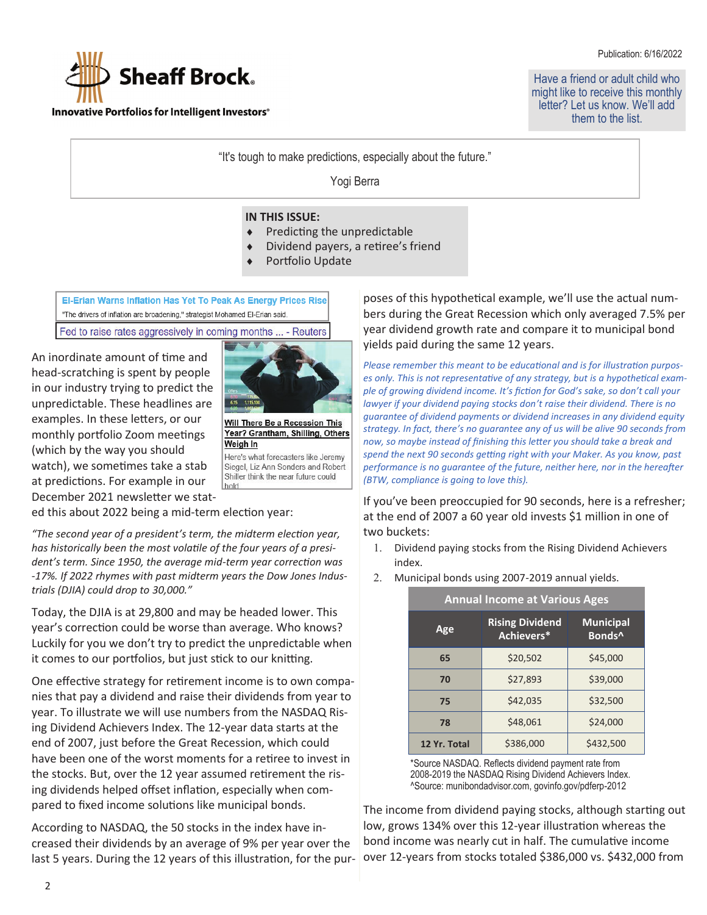Publication: 6/16/2022

**Sheaff Brock**

**Innovative Portfolios for Intelligent Investors®**

Have a friend or adult child who might like to receive this monthly letter? Let us know. We'll add them to the list.

"It's tough to make predictions, especially about the future."

Yogi Berra

**IN THIS ISSUE:**

- Predicting the unpredictable
- Dividend payers, a retiree's friend
- Portfolio Update

**El-Erian Warns Inflation Has Yet To Peak As Energy Prices Rise**

"The drivers of inflation are broadening," strategist Mohamed El-Erian said.

Fed to raise rates aggressively in coming months ... - Reuters

**Will There Be a Recession This Year? Grantham, Shilling, Others Weigh In**

Here's what forecasters like Jeremy Siegel, Liz Ann Sonders and Robert Shiller think the near future could hold

An inordinate amount of time and head-scratching is spent by people in our industry trying to predict the unpredictable. These headlines are examples. In these letters, or our monthly portfolio Zoom meetings (which by the way you should watch), we sometimes take a stab at predictions. For example in our December 2021 newsletter we stated this about 2022 being a mid-term election year:

*"The second year of a president's term, the midterm election year, has historically been the most volatile of the four years of a president's term. Since 1950, the average mid-term year correction was -17%. If 2022 rhymes with past midterm years the Dow Jones Industrials (DJIA) could drop to 30,000."*

Today, the DJIA is at 29,800 and may be headed lower. This year's correction could be worse than average. Who knows? Luckily for you we don't try to predict the unpredictable when it comes to our portfolios, but just stick to our knitting.

One effective strategy for retirement income is to own companies that pay a dividend and raise their dividends from year to year. To illustrate we will use numbers from the NASDAQ Rising Dividend Achievers Index. The 12-year data starts at the end of 2007, just before the Great Recession, which could have been one of the worst moments for a retiree to invest in the stocks. But, over the 12 year assumed retirement the rising dividends helped offset inflation, especially when compared to fixed income solutions like municipal bonds.

According to NASDAQ, the 50 stocks in the index have increased their dividends by an average of 9% per year over the last 5 years. During the 12 years of this illustration, for the purposes of this hypothetical example, we'll use the actual numbers during the Great Recession which only averaged 7.5% per year dividend growth rate and compare it to municipal bond yields paid during the same 12 years.

*Please remember this meant to be educational and is for illustration purposes only. This is not representative of any strategy, but is a hypothetical example of growing dividend income. It's fiction for God's sake, so don't call your lawyer if your dividend paying stocks don't raise their dividend. There is no guarantee of dividend payments or dividend increases in any dividend equity strategy. In fact, there's no guarantee any of us will be alive 90 seconds from now, so maybe instead of finishing this letter you should take a break and spend the next 90 seconds getting right with your Maker. As you know, past performance is no guarantee of the future, neither here, nor in the hereafter (BTW, compliance is going to love this).*

If you've been preoccupied for 90 seconds, here is a refresher; at the end of 2007 a 60 year old invests $1 million in one of two buckets:

1. Dividend paying stocks from the Rising Dividend Achievers index.
2. Municipal bonds using 2007-2019 annual yields.

**Annual Income at Various Ages**

| Age | Rising Dividend Achievers* | Municipal Bonds^ |
|---|---|---|
| 65 | $20,502 | $45,000 |
| 70 | $27,893 | $39,000 |
| 75 | $42,035 | $32,500 |
| 78 | $48,061 | $24,000 |
| 12 Yr. Total | $386,000 | $432,500 |

*Source NASDAQ. Reflects dividend payment rate from 2008-2019 the NASDAQ Rising Dividend Achievers Index.
^Source: munibondadvisor.com, govinfo.gov/pdferp-2012

The income from dividend paying stocks, although starting out low, grows 134% over this 12-year illustration whereas the bond income was nearly cut in half. The cumulative income over 12-years from stocks totaled $386,000 vs. $432,000 from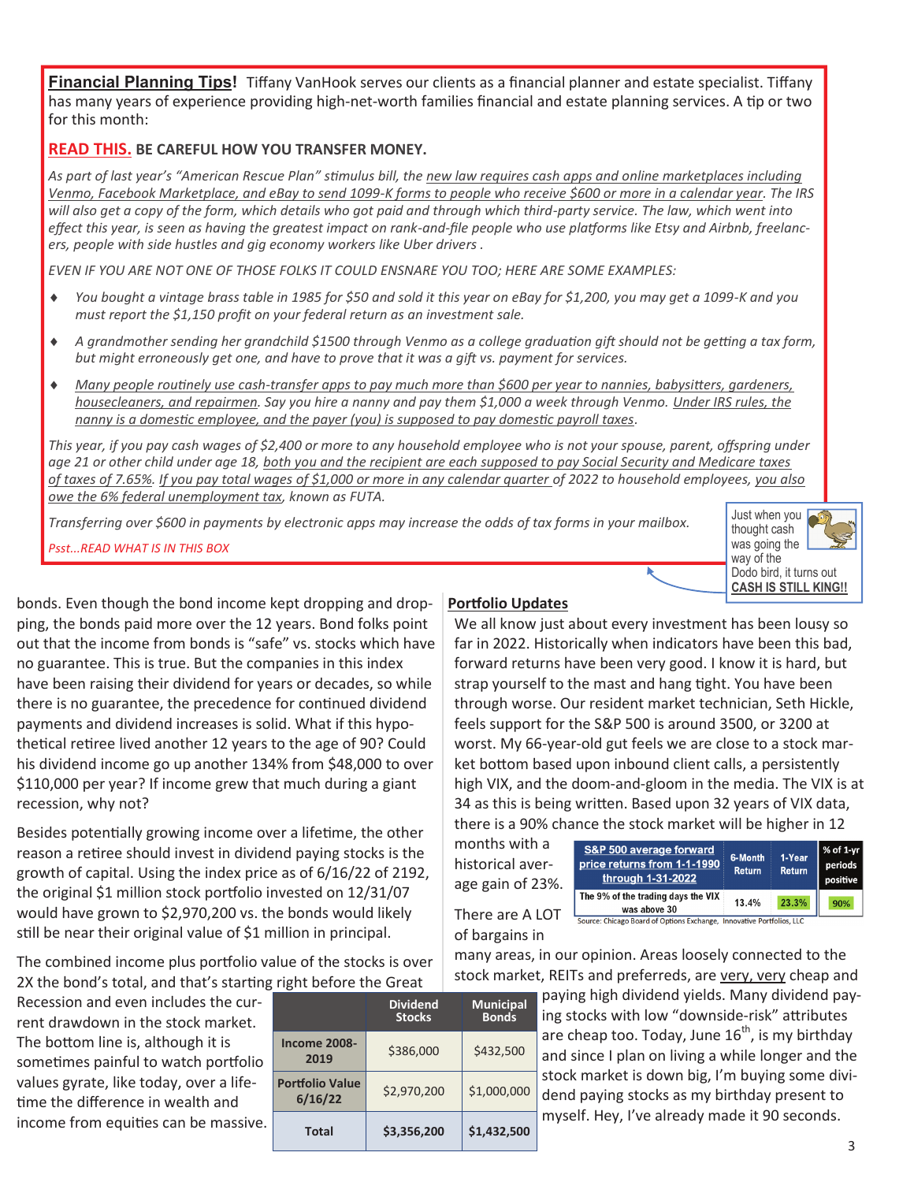**Financial Planning Tips!** Tiffany VanHook serves our clients as a financial planner and estate specialist. Tiffany has many years of experience providing high-net-worth families financial and estate planning services. A tip or two for this month:

**READ THIS. BE CAREFUL HOW YOU TRANSFER MONEY.**

*As part of last year's "American Rescue Plan" stimulus bill, the new law requires cash apps and online marketplaces including Venmo, Facebook Marketplace, and eBay to send 1099-K forms to people who receive $600 or more in a calendar year. The IRS will also get a copy of the form, which details who got paid and through which third-party service. The law, which went into effect this year, is seen as having the greatest impact on rank-and-file people who use platforms like Etsy and Airbnb, freelancers, people with side hustles and gig economy workers like Uber drivers .*

*EVEN IF YOU ARE NOT ONE OF THOSE FOLKS IT COULD ENSNARE YOU TOO; HERE ARE SOME EXAMPLES:*

- *You bought a vintage brass table in 1985 for $50 and sold it this year on eBay for $1,200, you may get a 1099-K and you must report the $1,150 profit on your federal return as an investment sale.*
- *A grandmother sending her grandchild $1500 through Venmo as a college graduation gift should not be getting a tax form, but might erroneously get one, and have to prove that it was a gift vs. payment for services.*
- *Many people routinely use cash-transfer apps to pay much more than $600 per year to nannies, babysitters, gardeners, housecleaners, and repairmen. Say you hire a nanny and pay them $1,000 a week through Venmo. Under IRS rules, the nanny is a domestic employee, and the payer (you) is supposed to pay domestic payroll taxes.*

*This year, if you pay cash wages of $2,400 or more to any household employee who is not your spouse, parent, offspring under age 21 or other child under age 18, both you and the recipient are each supposed to pay Social Security and Medicare taxes of taxes of 7.65%. If you pay total wages of $1,000 or more in any calendar quarter of 2022 to household employees, you also owe the 6% federal unemployment tax, known as FUTA.*

*Transferring over $600 in payments by electronic apps may increase the odds of tax forms in your mailbox.*

*Psst...READ WHAT IS IN THIS BOX*

Just when you thought cash was going the way of the Dodo bird, it turns out **CASH IS STILL KING!!**

bonds. Even though the bond income kept dropping and dropping, the bonds paid more over the 12 years. Bond folks point out that the income from bonds is "safe" vs. stocks which have no guarantee. This is true. But the companies in this index have been raising their dividend for years or decades, so while there is no guarantee, the precedence for continued dividend payments and dividend increases is solid. What if this hypothetical retiree lived another 12 years to the age of 90? Could his dividend income go up another 134% from $48,000 to over $110,000 per year? If income grew that much during a giant recession, why not?

Besides potentially growing income over a lifetime, the other reason a retiree should invest in dividend paying stocks is the growth of capital. Using the index price as of 6/16/22 of 2192, the original $1 million stock portfolio invested on 12/31/07 would have grown to $2,970,200 vs. the bonds would likely still be near their original value of $1 million in principal.

The combined income plus portfolio value of the stocks is over 2X the bond's total, and that's starting right before the Great Recession and even includes the current drawdown in the stock market. The bottom line is, although it is sometimes painful to watch portfolio values gyrate, like today, over a lifetime the difference in wealth and income from equities can be massive.

| | Dividend Stocks | Municipal Bonds |
|---|---|---|
| Income 2008-2019 | $386,000 | $432,500 |
| Portfolio Value 6/16/22 | $2,970,200 | $1,000,000 |
| **Total** | **$3,356,200** | **$1,432,500** |

## Portfolio Updates

We all know just about every investment has been lousy so far in 2022. Historically when indicators have been this bad, forward returns have been very good. I know it is hard, but strap yourself to the mast and hang tight. You have been through worse. Our resident market technician, Seth Hickle, feels support for the S&P 500 is around 3500, or 3200 at worst. My 66-year-old gut feels we are close to a stock market bottom based upon inbound client calls, a persistently high VIX, and the doom-and-gloom in the media. The VIX is at 34 as this is being written. Based upon 32 years of VIX data, there is a 90% chance the stock market will be higher in 12 months with a historical average gain of 23%.

| S&P 500 average forward price returns from 1-1-1990 through 1-31-2022 | 6-Month Return | 1-Year Return | % of 1-yr periods positive |
|---|---|---|---|
| The 9% of the trading days the VIX was above 30 | 13.4% | 23.3% | 90% |

Source: Chicago Board of Options Exchange, Innovative Portfolios, LLC

There are A LOT of bargains in many areas, in our opinion. Areas loosely connected to the stock market, REITs and preferreds, are very, very cheap and paying high dividend yields. Many dividend paying stocks with low "downside-risk" attributes are cheap too. Today, June 16th, is my birthday and since I plan on living a while longer and the stock market is down big, I'm buying some dividend paying stocks as my birthday present to myself. Hey, I've already made it 90 seconds.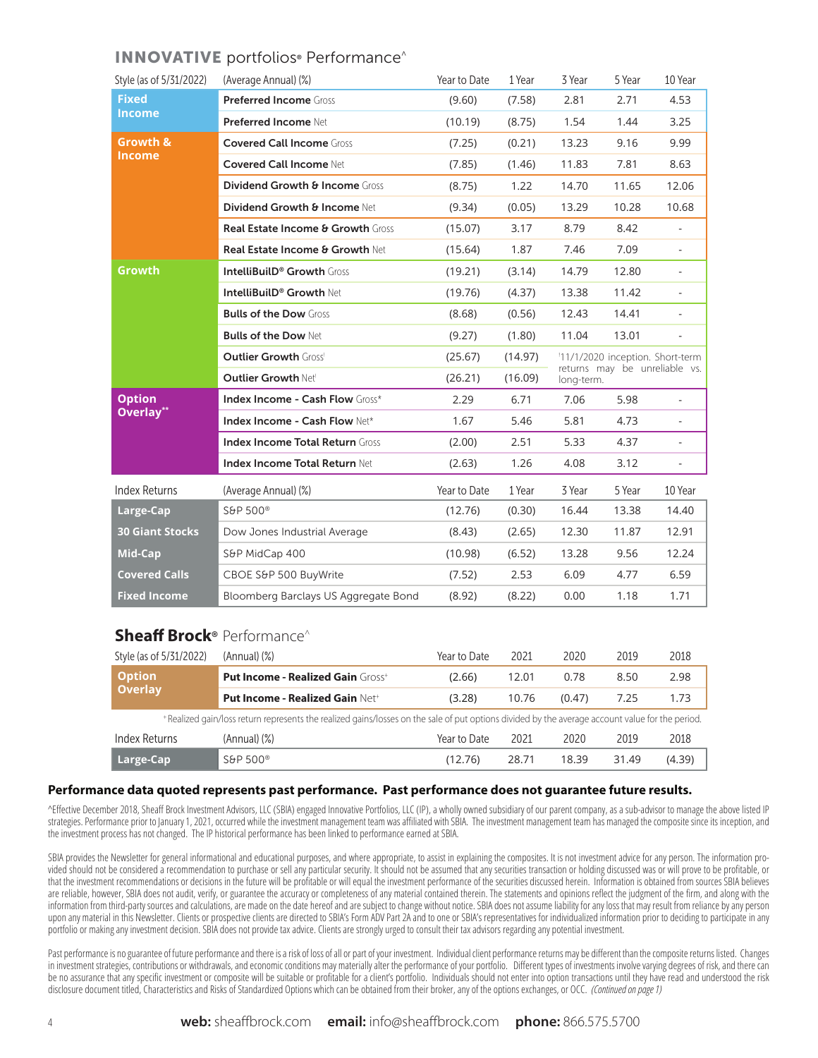## INNOVATIVE portfolios® Performance^

| Style (as of 5/31/2022) | (Average Annual) (%) | Year to Date | 1 Year | 3 Year | 5 Year | 10 Year |
|---|---|---|---|---|---|---|
| Fixed Income | **Preferred Income** Gross | (9.60) | (7.58) | 2.81 | 2.71 | 4.53 |
| | **Preferred Income** Net | (10.19) | (8.75) | 1.54 | 1.44 | 3.25 |
| Growth & Income | **Covered Call Income** Gross | (7.25) | (0.21) | 13.23 | 9.16 | 9.99 |
| | **Covered Call Income** Net | (7.85) | (1.46) | 11.83 | 7.81 | 8.63 |
| | **Dividend Growth & Income** Gross | (8.75) | 1.22 | 14.70 | 11.65 | 12.06 |
| | **Dividend Growth & Income** Net | (9.34) | (0.05) | 13.29 | 10.28 | 10.68 |
| | **Real Estate Income & Growth** Gross | (15.07) | 3.17 | 8.79 | 8.42 | - |
| | **Real Estate Income & Growth** Net | (15.64) | 1.87 | 7.46 | 7.09 | - |
| Growth | **IntelliBuilD® Growth** Gross | (19.21) | (3.14) | 14.79 | 12.80 | - |
| | **IntelliBuilD® Growth** Net | (19.76) | (4.37) | 13.38 | 11.42 | - |
| | **Bulls of the Dow** Gross | (8.68) | (0.56) | 12.43 | 14.41 | - |
| | **Bulls of the Dow** Net | (9.27) | (1.80) | 11.04 | 13.01 | - |
| | **Outlier Growth** Gross[1] | (25.67) | (14.97) | [1]11/1/2020 inception. Short-term returns may be unreliable vs. long-term. | | |
| | **Outlier Growth** Net[1] | (26.21) | (16.09) | | | |
| Option Overlay** | **Index Income - Cash Flow** Gross* | 2.29 | 6.71 | 7.06 | 5.98 | - |
| | **Index Income - Cash Flow** Net* | 1.67 | 5.46 | 5.81 | 4.73 | - |
| | **Index Income Total Return** Gross | (2.00) | 2.51 | 5.33 | 4.37 | - |
| | **Index Income Total Return** Net | (2.63) | 1.26 | 4.08 | 3.12 | - |

| Index Returns | (Average Annual) (%) | Year to Date | 1 Year | 3 Year | 5 Year | 10 Year |
|---|---|---|---|---|---|---|
| Large-Cap | S&P 500® | (12.76) | (0.30) | 16.44 | 13.38 | 14.40 |
| 30 Giant Stocks | Dow Jones Industrial Average | (8.43) | (2.65) | 12.30 | 11.87 | 12.91 |
| Mid-Cap | S&P MidCap 400 | (10.98) | (6.52) | 13.28 | 9.56 | 12.24 |
| Covered Calls | CBOE S&P 500 BuyWrite | (7.52) | 2.53 | 6.09 | 4.77 | 6.59 |
| Fixed Income | Bloomberg Barclays US Aggregate Bond | (8.92) | (8.22) | 0.00 | 1.18 | 1.71 |

## Sheaff Brock® Performance^

| Style (as of 5/31/2022) | (Annual) (%) | Year to Date | 2021 | 2020 | 2019 | 2018 |
|---|---|---|---|---|---|---|
| Option Overlay | **Put Income - Realized Gain** Gross+ | (2.66) | 12.01 | 0.78 | 8.50 | 2.98 |
| | **Put Income - Realized Gain** Net+ | (3.28) | 10.76 | (0.47) | 7.25 | 1.73 |

+ Realized gain/loss return represents the realized gains/losses on the sale of put options divided by the average account value for the period.

| Index Returns | (Annual) (%) | Year to Date | 2021 | 2020 | 2019 | 2018 |
|---|---|---|---|---|---|---|
| Large-Cap | S&P 500® | (12.76) | 28.71 | 18.39 | 31.49 | (4.39) |

**Performance data quoted represents past performance. Past performance does not guarantee future results.**

^Effective December 2018, Sheaff Brock Investment Advisors, LLC (SBIA) engaged Innovative Portfolios, LLC (IP), a wholly owned subsidiary of our parent company, as a sub-advisor to manage the above listed IP strategies. Performance prior to January 1, 2021, occurred while the investment management team was affiliated with SBIA. The investment management team has managed the composite since its inception, and the investment process has not changed. The IP historical performance has been linked to performance earned at SBIA.

SBIA provides the Newsletter for general informational and educational purposes, and where appropriate, to assist in explaining the composites. It is not investment advice for any person. The information provided should not be considered a recommendation to purchase or sell any particular security. It should not be assumed that any securities transaction or holding discussed was or will prove to be profitable, or that the investment recommendations or decisions in the future will be profitable or will equal the investment performance of the securities discussed herein. Information is obtained from sources SBIA believes are reliable, however, SBIA does not audit, verify, or guarantee the accuracy or completeness of any material contained therein. The statements and opinions reflect the judgment of the firm, and along with the information from third-party sources and calculations, are made on the date hereof and are subject to change without notice. SBIA does not assume liability for any loss that may result from reliance by any person upon any material in this Newsletter. Clients or prospective clients are directed to SBIA's Form ADV Part 2A and to one or SBIA's representatives for individualized information prior to deciding to participate in any portfolio or making any investment decision. SBIA does not provide tax advice. Clients are strongly urged to consult their tax advisors regarding any potential investment.

Past performance is no guarantee of future performance and there is a risk of loss of all or part of your investment. Individual client performance returns may be different than the composite returns listed. Changes in investment strategies, contributions or withdrawals, and economic conditions may materially alter the performance of your portfolio. Different types of investments involve varying degrees of risk, and there can be no assurance that any specific investment or composite will be suitable or profitable for a client's portfolio. Individuals should not enter into option transactions until they have read and understood the risk disclosure document titled, Characteristics and Risks of Standardized Options which can be obtained from their broker, any of the options exchanges, or OCC. *(Continued on page 1)*

**web:** sheaffbrock.com **email:** info@sheaffbrock.com **phone:** 866.575.5700